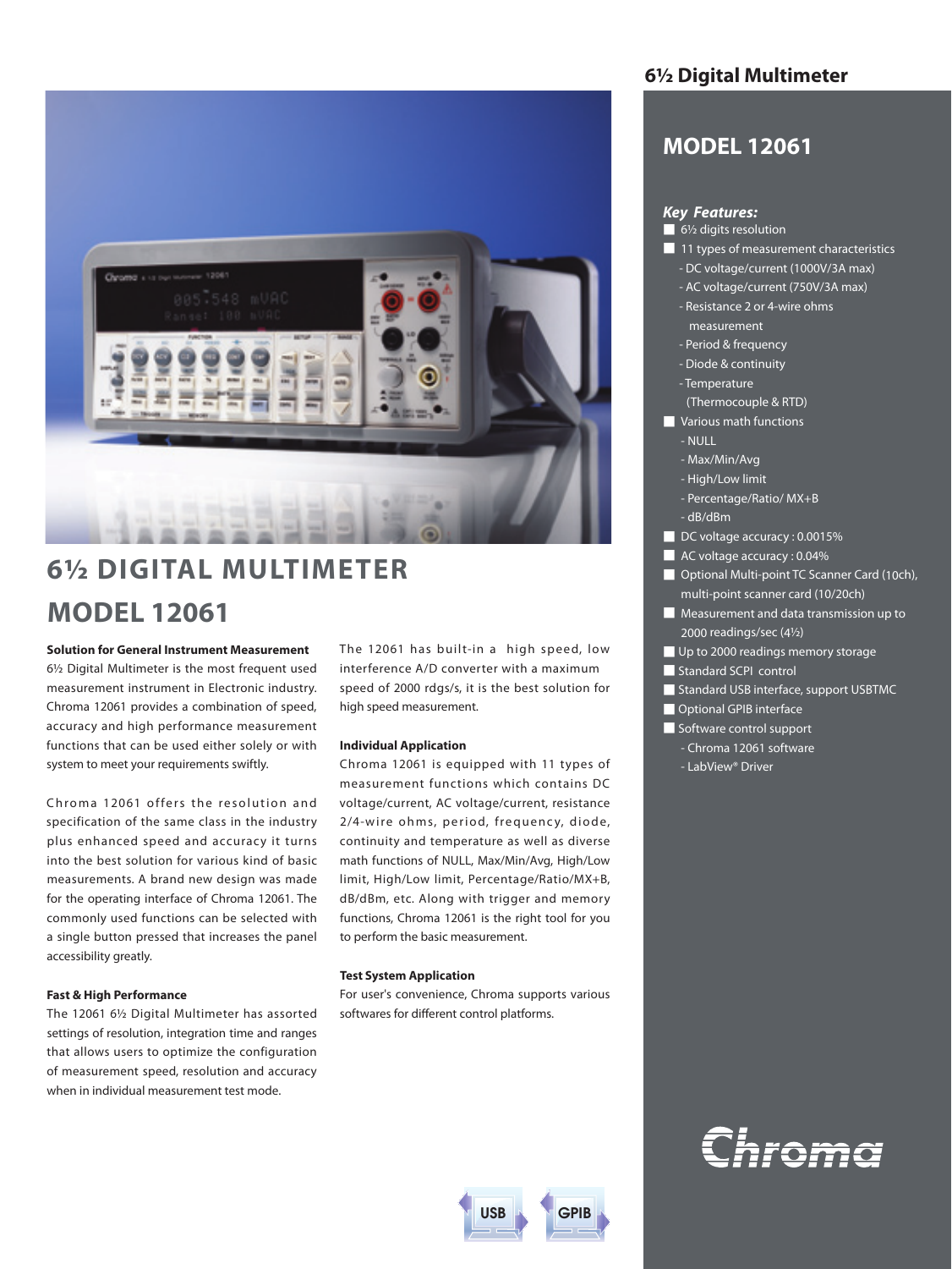# 6½ DIGITAL MULTIMETER

# MODEL 12061

**Solution for General Instrument Measurement**

6½ Digital Multimeter is the most frequent used measurement instrument in Electronic industry. Chroma 12061 provides a combination of speed, accuracy and high performance measurement functions that can be used either solely or with system to meet your requirements swiftly.

Chroma 12061 offers the resolution and specification of the same class in the industry plus enhanced speed and accuracy it turns into the best solution for various kind of basic measurements. A brand new design was made for the operating interface of Chroma 12061. The commonly used functions can be selected with a single button pressed that increases the panel accessibility greatly.

**Fast & High Performance**

The 12061 6½ Digital Multimeter has assorted settings of resolution, integration time and ranges that allows users to optimize the configuration of measurement speed, resolution and accuracy when in individual measurement test mode.

The 12061 has built-in a high speed, low interference A/D converter with a maximum speed of 2000 rdgs/s, it is the best solution for high speed measurement.

**Individual Application**

Chroma 12061 is equipped with 11 types of measurement functions which contains DC voltage/current, AC voltage/current, resistance 2/4-wire ohms, period, frequency, diode, continuity and temperature as well as diverse math functions of NULL, Max/Min/Avg, High/Low limit, High/Low limit, Percentage/Ratio/MX+B, dB/dBm, etc. Along with trigger and memory functions, Chroma 12061 is the right tool for you to perform the basic measurement.

**Test System Application**

For user's convenience, Chroma supports various softwares for different control platforms.

USB GPIB

## 6½ Digital Multimeter

## MODEL 12061

### *Key Features:*

- 6½ digits resolution
- 11 types of measurement characteristics
  - DC voltage/current (1000V/3A max)
  - AC voltage/current (750V/3A max)
  - Resistance 2 or 4-wire ohms measurement
  - Period & frequency
  - Diode & continuity
  - Temperature (Thermocouple & RTD)
- Various math functions
  - NULL
  - Max/Min/Avg
  - High/Low limit
  - Percentage/Ratio/ MX+B
  - dB/dBm
- DC voltage accuracy : 0.0015%
- AC voltage accuracy : 0.04%
- Optional Multi-point TC Scanner Card (10ch), multi-point scanner card (10/20ch)
- Measurement and data transmission up to 2000 readings/sec (4½)
- Up to 2000 readings memory storage
- Standard SCPI control
- Standard USB interface, support USBTMC
- Optional GPIB interface
- Software control support
  - Chroma 12061 software
  - LabView® Driver

Chroma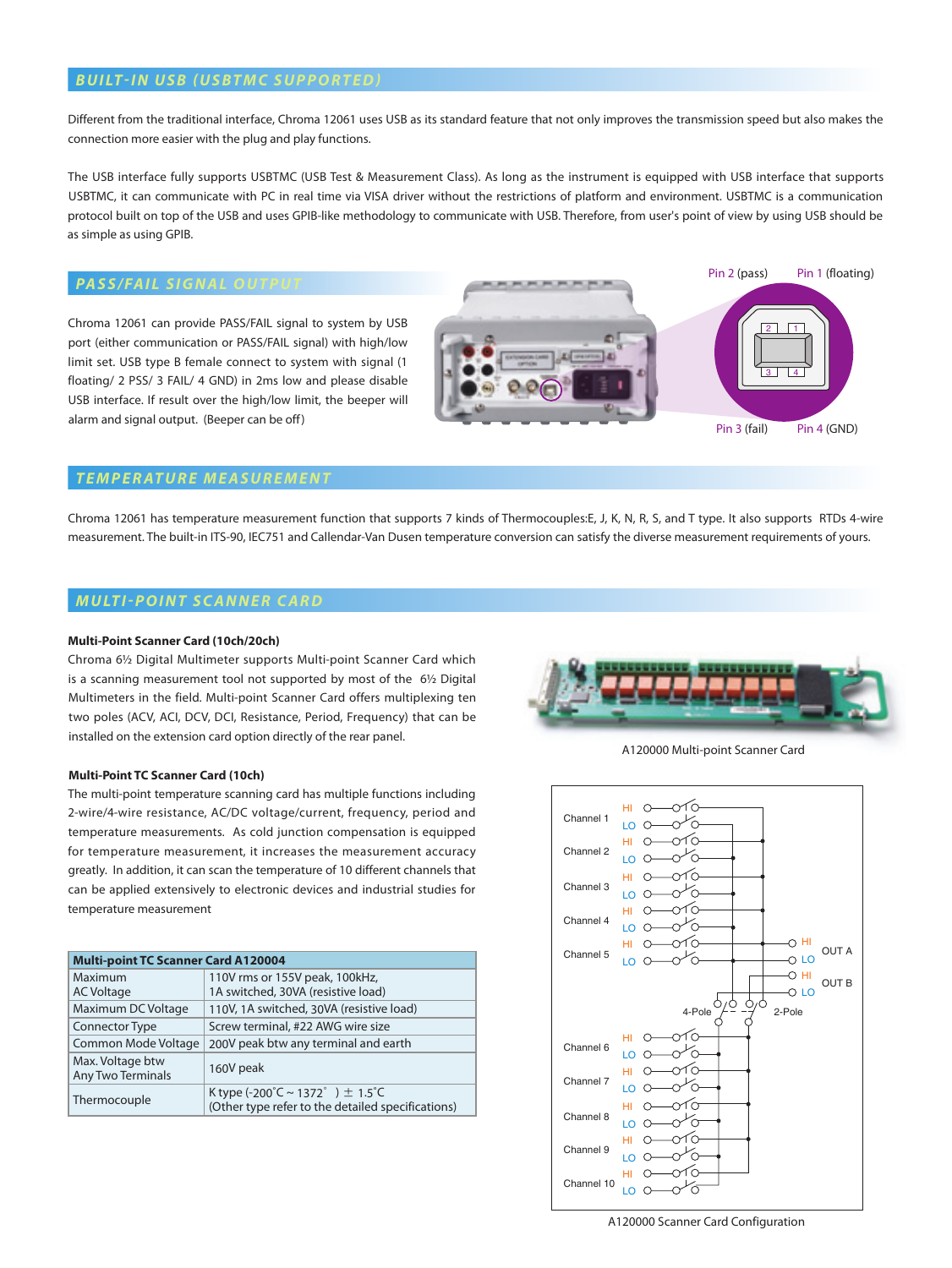## BUILT-IN USB (USBTMC SUPPORTED)

Different from the traditional interface, Chroma 12061 uses USB as its standard feature that not only improves the transmission speed but also makes the connection more easier with the plug and play functions.

The USB interface fully supports USBTMC (USB Test & Measurement Class). As long as the instrument is equipped with USB interface that supports USBTMC, it can communicate with PC in real time via VISA driver without the restrictions of platform and environment. USBTMC is a communication protocol built on top of the USB and uses GPIB-like methodology to communicate with USB. Therefore, from user's point of view by using USB should be as simple as using GPIB.

## PASS/FAIL SIGNAL OUTPUT

Chroma 12061 can provide PASS/FAIL signal to system by USB port (either communication or PASS/FAIL signal) with high/low limit set. USB type B female connect to system with signal (1 floating/ 2 PSS/ 3 FAIL/ 4 GND) in 2ms low and please disable USB interface. If result over the high/low limit, the beeper will alarm and signal output. (Beeper can be off)

Pin 2 (pass) Pin 1 (floating) Pin 3 (fail) Pin 4 (GND)

## TEMPERATURE MEASUREMENT

Chroma 12061 has temperature measurement function that supports 7 kinds of Thermocouples:E, J, K, N, R, S, and T type. It also supports RTDs 4-wire measurement. The built-in ITS-90, IEC751 and Callendar-Van Dusen temperature conversion can satisfy the diverse measurement requirements of yours.

## MULTI-POINT SCANNER CARD

**Multi-Point Scanner Card (10ch/20ch)**

Chroma 6½ Digital Multimeter supports Multi-point Scanner Card which is a scanning measurement tool not supported by most of the 6½ Digital Multimeters in the field. Multi-point Scanner Card offers multiplexing ten two poles (ACV, ACI, DCV, DCI, Resistance, Period, Frequency) that can be installed on the extension card option directly of the rear panel.

A120000 Multi-point Scanner Card

**Multi-Point TC Scanner Card (10ch)**

The multi-point temperature scanning card has multiple functions including 2-wire/4-wire resistance, AC/DC voltage/current, frequency, period and temperature measurements. As cold junction compensation is equipped for temperature measurement, it increases the measurement accuracy greatly. In addition, it can scan the temperature of 10 different channels that can be applied extensively to electronic devices and industrial studies for temperature measurement

| Multi-point TC Scanner Card A120004 | |
|---|---|
| Maximum AC Voltage | 110V rms or 155V peak, 100kHz, 1A switched, 30VA (resistive load) |
| Maximum DC Voltage | 110V, 1A switched, 30VA (resistive load) |
| Connector Type | Screw terminal, #22 AWG wire size |
| Common Mode Voltage | 200V peak btw any terminal and earth |
| Max. Voltage btw Any Two Terminals | 160V peak |
| Thermocouple | K type (-200˚C ~ 1372˚) ± 1.5˚C (Other type refer to the detailed specifications) |

A120000 Scanner Card Configuration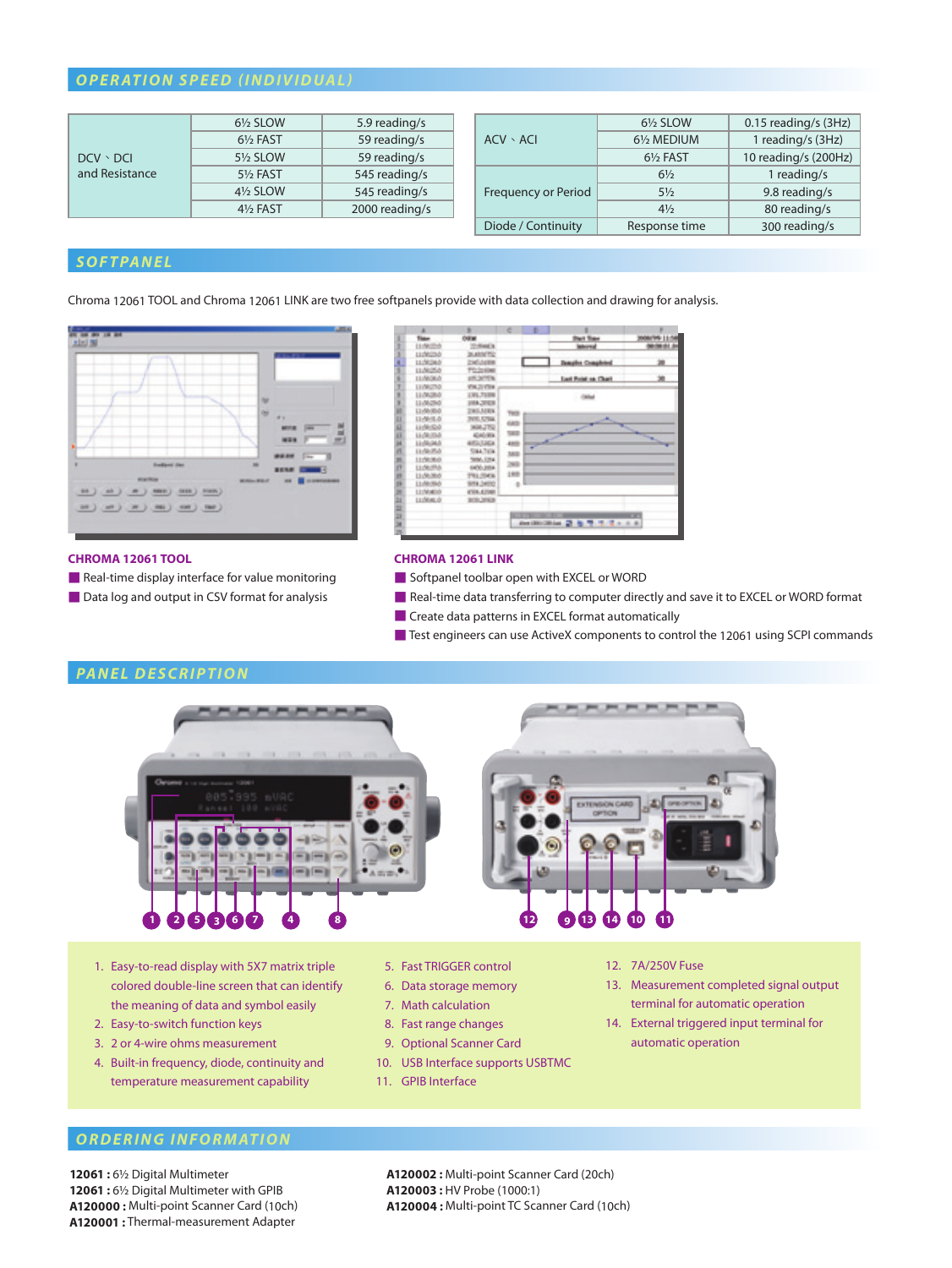## OPERATION SPEED (INDIVIDUAL)

| | | |
|---|---|---|
| DCV、DCI and Resistance | 6½ SLOW | 5.9 reading/s |
| | 6½ FAST | 59 reading/s |
| | 5½ SLOW | 59 reading/s |
| | 5½ FAST | 545 reading/s |
| | 4½ SLOW | 545 reading/s |
| | 4½ FAST | 2000 reading/s |

| | | |
|---|---|---|
| ACV、ACI | 6½ SLOW | 0.15 reading/s (3Hz) |
| | 6½ MEDIUM | 1 reading/s (3Hz) |
| | 6½ FAST | 10 reading/s (200Hz) |
| Frequency or Period | 6½ | 1 reading/s |
| | 5½ | 9.8 reading/s |
| | 4½ | 80 reading/s |
| Diode / Continuity | Response time | 300 reading/s |

## SOFTPANEL

Chroma 12061 TOOL and Chroma 12061 LINK are two free softpanels provide with data collection and drawing for analysis.

**CHROMA 12061 TOOL**

- Real-time display interface for value monitoring
- Data log and output in CSV format for analysis

**CHROMA 12061 LINK**

- Softpanel toolbar open with EXCEL or WORD
- Real-time data transferring to computer directly and save it to EXCEL or WORD format
- Create data patterns in EXCEL format automatically
- Test engineers can use ActiveX components to control the 12061 using SCPI commands

## PANEL DESCRIPTION

1. Easy-to-read display with 5X7 matrix triple colored double-line screen that can identify the meaning of data and symbol easily
2. Easy-to-switch function keys
3. 2 or 4-wire ohms measurement
4. Built-in frequency, diode, continuity and temperature measurement capability
5. Fast TRIGGER control
6. Data storage memory
7. Math calculation
8. Fast range changes
9. Optional Scanner Card
10. USB Interface supports USBTMC
11. GPIB Interface
12. 7A/250V Fuse
13. Measurement completed signal output terminal for automatic operation
14. External triggered input terminal for automatic operation

## ORDERING INFORMATION

**12061 :** 6½ Digital Multimeter
**12061 :** 6½ Digital Multimeter with GPIB
**A120000 :** Multi-point Scanner Card (10ch)
**A120001 :** Thermal-measurement Adapter
**A120002 :** Multi-point Scanner Card (20ch)
**A120003 :** HV Probe (1000:1)
**A120004 :** Multi-point TC Scanner Card (10ch)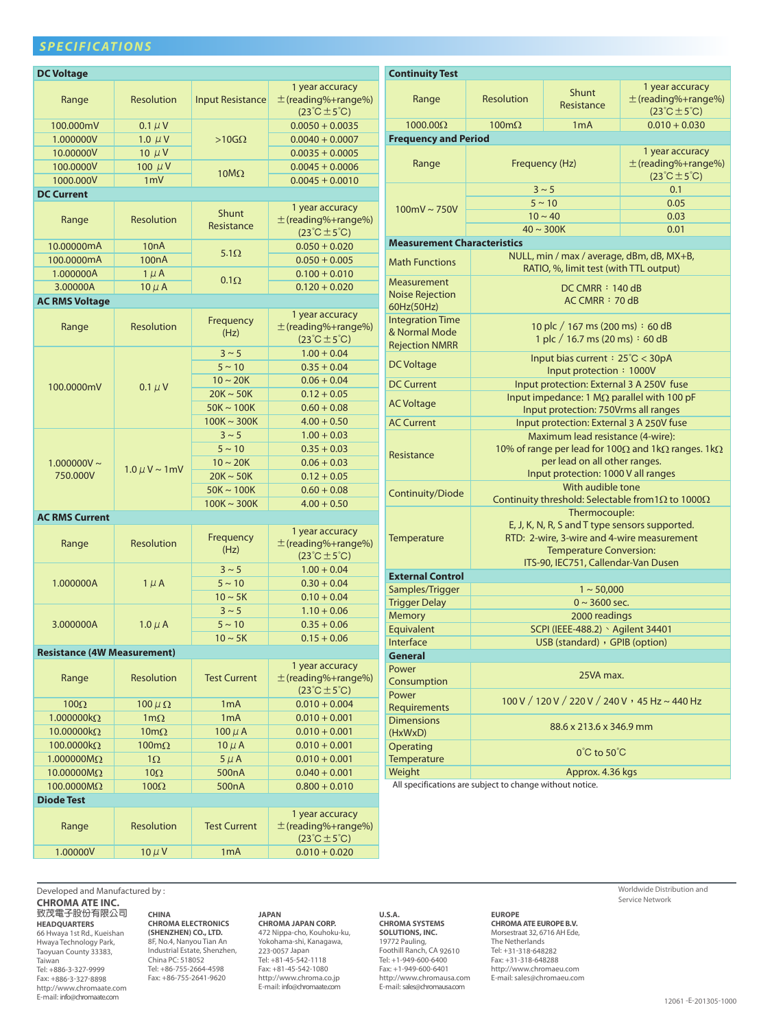## SPECIFICATIONS

### DC Voltage

| Range | Resolution | Input Resistance | 1 year accuracy ±(reading%+range%) (23°C ±5°C) |
|---|---|---|---|
| 100.000mV | 0.1 μV | >10GΩ | 0.0050 + 0.0035 |
| 1.000000V | 1.0 μV | | 0.0040 + 0.0007 |
| 10.00000V | 10 μV | | 0.0035 + 0.0005 |
| 100.0000V | 100 μV | 10MΩ | 0.0045 + 0.0006 |
| 1000.000V | 1mV | | 0.0045 + 0.0010 |

### DC Current

| Range | Resolution | Shunt Resistance | 1 year accuracy ±(reading%+range%) (23°C ±5°C) |
|---|---|---|---|
| 10.00000mA | 10nA | 5.1Ω | 0.050 + 0.020 |
| 100.0000mA | 100nA | | 0.050 + 0.005 |
| 1.000000A | 1 μA | 0.1Ω | 0.100 + 0.010 |
| 3.00000A | 10 μA | | 0.120 + 0.020 |

### AC RMS Voltage

| Range | Resolution | Frequency (Hz) | 1 year accuracy ±(reading%+range%) (23°C ±5°C) |
|---|---|---|---|
| 100.0000mV | 0.1 μV | 3 ~ 5 | 1.00 + 0.04 |
| | | 5 ~ 10 | 0.35 + 0.04 |
| | | 10 ~ 20K | 0.06 + 0.04 |
| | | 20K ~ 50K | 0.12 + 0.05 |
| | | 50K ~ 100K | 0.60 + 0.08 |
| | | 100K ~ 300K | 4.00 + 0.50 |
| 1.000000V ~ 750.000V | 1.0 μV ~ 1mV | 3 ~ 5 | 1.00 + 0.03 |
| | | 5 ~ 10 | 0.35 + 0.03 |
| | | 10 ~ 20K | 0.06 + 0.03 |
| | | 20K ~ 50K | 0.12 + 0.05 |
| | | 50K ~ 100K | 0.60 + 0.08 |
| | | 100K ~ 300K | 4.00 + 0.50 |

### AC RMS Current

| Range | Resolution | Frequency (Hz) | 1 year accuracy ±(reading%+range%) (23°C ±5°C) |
|---|---|---|---|
| 1.000000A | 1 μA | 3 ~ 5 | 1.00 + 0.04 |
| | | 5 ~ 10 | 0.30 + 0.04 |
| | | 10 ~ 5K | 0.10 + 0.04 |
| 3.000000A | 1.0 μA | 3 ~ 5 | 1.10 + 0.06 |
| | | 5 ~ 10 | 0.35 + 0.06 |
| | | 10 ~ 5K | 0.15 + 0.06 |

### Resistance (4W Measurement)

| Range | Resolution | Test Current | 1 year accuracy ±(reading%+range%) (23°C ±5°C) |
|---|---|---|---|
| 100Ω | 100 μΩ | 1mA | 0.010 + 0.004 |
| 1.000000kΩ | 1mΩ | 1mA | 0.010 + 0.001 |
| 10.00000kΩ | 10mΩ | 100 μA | 0.010 + 0.001 |
| 100.0000kΩ | 100mΩ | 10 μA | 0.010 + 0.001 |
| 1.000000MΩ | 1Ω | 5 μA | 0.010 + 0.001 |
| 10.00000MΩ | 10Ω | 500nA | 0.040 + 0.001 |
| 100.0000MΩ | 100Ω | 500nA | 0.800 + 0.010 |

### Diode Test

| Range | Resolution | Test Current | 1 year accuracy ±(reading%+range%) (23°C ±5°C) |
|---|---|---|---|
| 1.00000V | 10 μV | 1mA | 0.010 + 0.020 |

### Continuity Test

| Range | Resolution | Shunt Resistance | 1 year accuracy ±(reading%+range%) (23°C ±5°C) |
|---|---|---|---|
| 1000.00Ω | 100mΩ | 1mA | 0.010 + 0.030 |

### Frequency and Period

| Range | Frequency (Hz) | 1 year accuracy ±(reading%+range%) (23°C ±5°C) |
|---|---|---|
| 100mV ~ 750V | 3 ~ 5 | 0.1 |
| | 5 ~ 10 | 0.05 |
| | 10 ~ 40 | 0.03 |
| | 40 ~ 300K | 0.01 |

### Measurement Characteristics

| | |
|---|---|
| Math Functions | NULL, min / max / average, dBm, dB, MX+B, RATIO, %, limit test (with TTL output) |
| Measurement Noise Rejection 60Hz(50Hz) | DC CMRR：140 dB<br>AC CMRR：70 dB |
| Integration Time & Normal Mode Rejection NMRR | 10 plc / 167 ms (200 ms)：60 dB<br>1 plc / 16.7 ms (20 ms)：60 dB |
| DC Voltage | Input bias current：25°C < 30pA<br>Input protection：1000V |
| DC Current | Input protection: External 3 A 250V fuse |
| AC Voltage | Input impedance: 1 MΩ parallel with 100 pF<br>Input protection: 750Vrms all ranges |
| AC Current | Input protection: External 3 A 250V fuse |
| Resistance | Maximum lead resistance (4-wire):<br>10% of range per lead for 100Ω and 1kΩ ranges. 1kΩ per lead on all other ranges.<br>Input protection: 1000 V all ranges |
| Continuity/Diode | With audible tone<br>Continuity threshold: Selectable from1Ω to 1000Ω |
| Temperature | Thermocouple:<br>E, J, K, N, R, S and T type sensors supported.<br>RTD: 2-wire, 3-wire and 4-wire measurement<br>Temperature Conversion:<br>ITS-90, IEC751, Callendar-Van Dusen |

### External Control

| | |
|---|---|
| Samples/Trigger | 1 ~ 50,000 |
| Trigger Delay | 0 ~ 3600 sec. |
| Memory | 2000 readings |
| Equivalent | SCPI (IEEE-488.2)、Agilent 34401 |
| Interface | USB (standard)，GPIB (option) |

### General

| | |
|---|---|
| Power Consumption | 25VA max. |
| Power Requirements | 100 V / 120 V / 220 V / 240 V，45 Hz ~ 440 Hz |
| Dimensions (HxWxD) | 88.6 x 213.6 x 346.9 mm |
| Operating Temperature | 0°C to 50°C |
| Weight | Approx. 4.36 kgs |

All specifications are subject to change without notice.

---

Developed and Manufactured by :

**CHROMA ATE INC.**
致茂電子股份有限公司
**HEADQUARTERS**
66 Hwaya 1st Rd., Kueishan Hwaya Technology Park, Taoyuan County 33383, Taiwan
Tel: +886-3-327-9999
Fax: +886-3-327-8898
http://www.chromaate.com
E-mail: info@chromaate.com

**CHINA**
**CHROMA ELECTRONICS (SHENZHEN) CO., LTD.**
8F, No.4, Nanyou Tian An Industrial Estate, Shenzhen, China PC: 518052
Tel: +86-755-2664-4598
Fax: +86-755-2641-9620

**JAPAN**
**CHROMA JAPAN CORP.**
472 Nippa-cho, Kouhoku-ku, Yokohama-shi, Kanagawa, 223-0057 Japan
Tel: +81-45-542-1118
Fax: +81-45-542-1080
http://www.chroma.co.jp
E-mail: info@chromaate.com

**U.S.A.**
**CHROMA SYSTEMS SOLUTIONS, INC.**
19772 Pauling, Foothill Ranch, CA 92610
Tel: +1-949-600-6400
Fax: +1-949-600-6401
http://www.chromausa.com
E-mail: sales@chromausa.com

**EUROPE**
**CHROMA ATE EUROPE B.V.**
Morsestraat 32, 6716 AH Ede, The Netherlands
Tel: +31-318-648282
Fax: +31-318-648288
http://www.chromaeu.com
E-mail: sales@chromaeu.com

Worldwide Distribution and Service Network

12061 -E-201305-1000